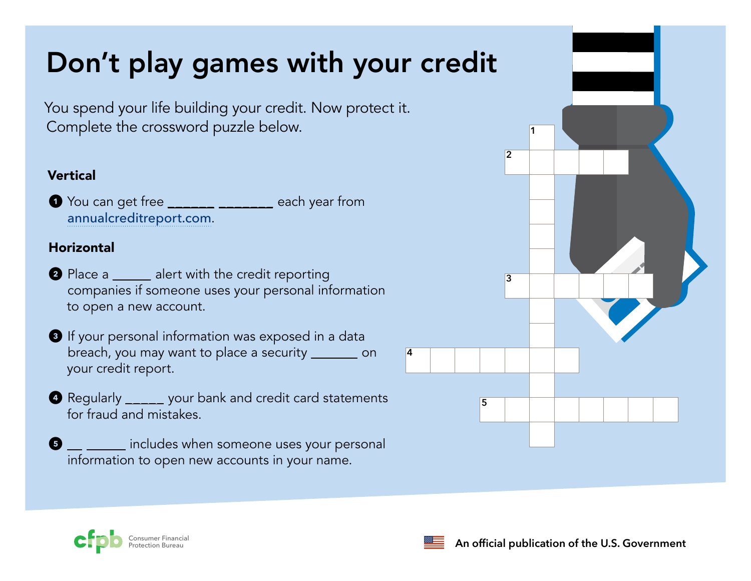# Don't play games with your credit

You spend your life building your credit. Now protect it. Complete the crossword puzzle below.

### Vertical

1. You can get free ______ ________ each year from annualcreditreport.com.

### Horizontal

2. Place a ______ alert with the credit reporting companies if someone uses your personal information to open a new account.
3. If your personal information was exposed in a data breach, you may want to place a security _______ on your credit report.
4. Regularly _____ your bank and credit card statements for fraud and mistakes.
5. __ ______ includes when someone uses your personal information to open new accounts in your name.

Consumer Financial Protection Bureau

An official publication of the U.S. Government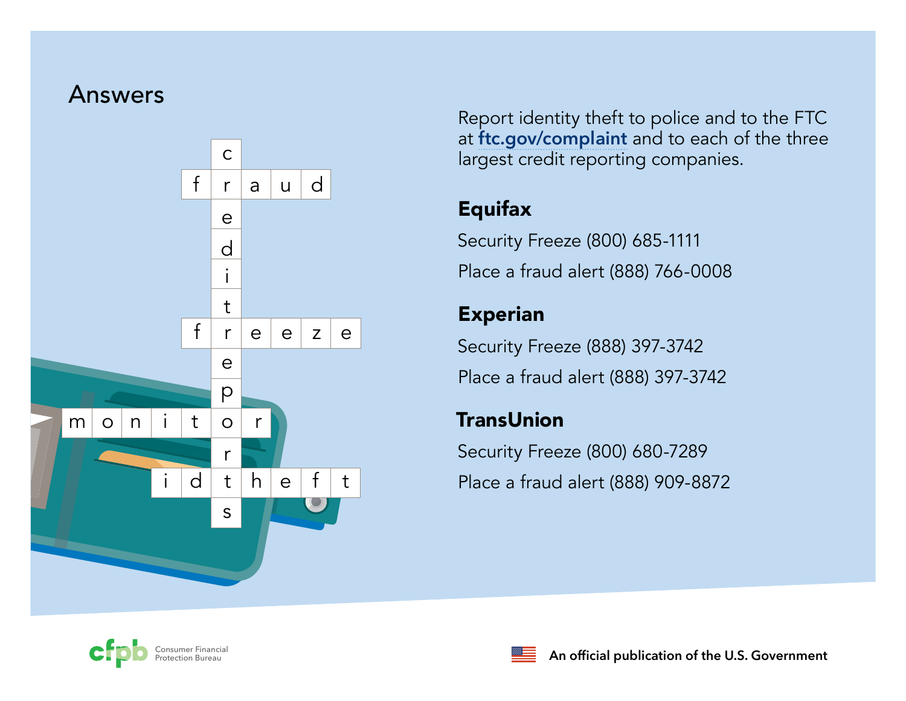# Answers

c
f r a u d
e
d
i
t
f r e e z e
e
p
m o n i t o r
r
i d t h e f t
s

Report identity theft to police and to the FTC at **ftc.gov/complaint** and to each of the three largest credit reporting companies.

## Equifax

Security Freeze (800) 685-1111

Place a fraud alert (888) 766-0008

## Experian

Security Freeze (888) 397-3742

Place a fraud alert (888) 397-3742

## TransUnion

Security Freeze (800) 680-7289

Place a fraud alert (888) 909-8872

cfpb Consumer Financial Protection Bureau

An official publication of the U.S. Government